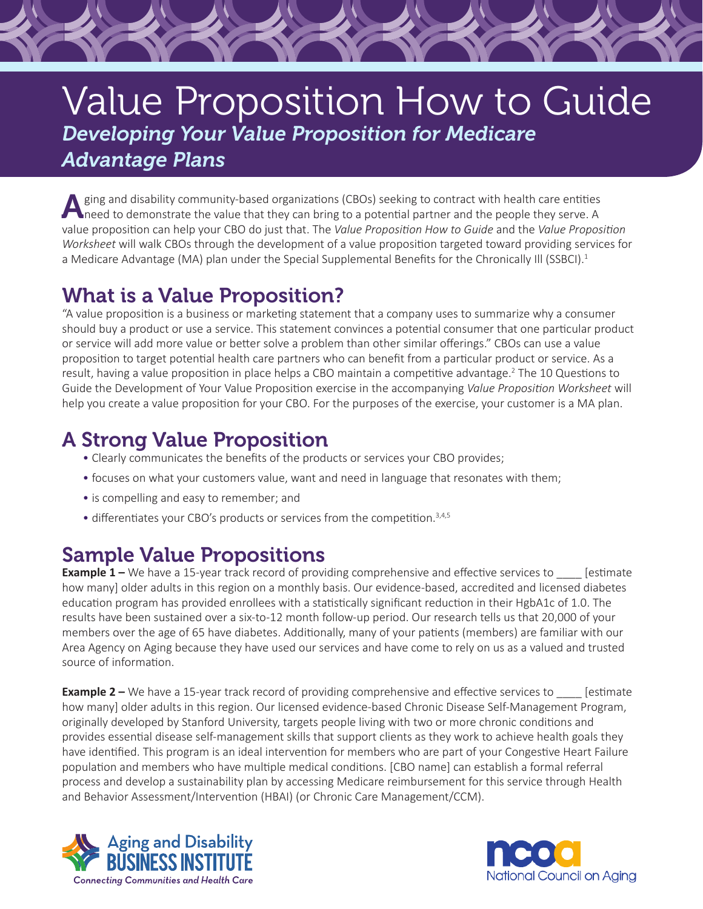# Value Proposition How to Guide

## *Developing Your Value Proposition for Medicare Advantage Plans*

Aging and disability community-based organizations (CBOs) seeking to contract with health care entities need to demonstrate the value that they can bring to a potential partner and the people they serve. A value proposition can help your CBO do just that. The *Value Proposition How to Guide* and the *Value Proposition Worksheet* will walk CBOs through the development of a value proposition targeted toward providing services for a Medicare Advantage (MA) plan under the Special Supplemental Benefits for the Chronically Ill (SSBCI).[1]

## What is a Value Proposition?

"A value proposition is a business or marketing statement that a company uses to summarize why a consumer should buy a product or use a service. This statement convinces a potential consumer that one particular product or service will add more value or better solve a problem than other similar offerings." CBOs can use a value proposition to target potential health care partners who can benefit from a particular product or service. As a result, having a value proposition in place helps a CBO maintain a competitive advantage.[2] The 10 Questions to Guide the Development of Your Value Proposition exercise in the accompanying *Value Proposition Worksheet* will help you create a value proposition for your CBO. For the purposes of the exercise, your customer is a MA plan.

## A Strong Value Proposition

- Clearly communicates the benefits of the products or services your CBO provides;
- focuses on what your customers value, want and need in language that resonates with them;
- is compelling and easy to remember; and
- differentiates your CBO's products or services from the competition.[3,4,5]

## Sample Value Propositions

**Example 1 –** We have a 15-year track record of providing comprehensive and effective services to ____ [estimate how many] older adults in this region on a monthly basis. Our evidence-based, accredited and licensed diabetes education program has provided enrollees with a statistically significant reduction in their HgbA1c of 1.0. The results have been sustained over a six-to-12 month follow-up period. Our research tells us that 20,000 of your members over the age of 65 have diabetes. Additionally, many of your patients (members) are familiar with our Area Agency on Aging because they have used our services and have come to rely on us as a valued and trusted source of information.

**Example 2 –** We have a 15-year track record of providing comprehensive and effective services to ____ [estimate how many] older adults in this region. Our licensed evidence-based Chronic Disease Self-Management Program, originally developed by Stanford University, targets people living with two or more chronic conditions and provides essential disease self-management skills that support clients as they work to achieve health goals they have identified. This program is an ideal intervention for members who are part of your Congestive Heart Failure population and members who have multiple medical conditions. [CBO name] can establish a formal referral process and develop a sustainability plan by accessing Medicare reimbursement for this service through Health and Behavior Assessment/Intervention (HBAI) (or Chronic Care Management/CCM).

Aging and Disability Business Institute — Connecting Communities and Health Care

ncoa — National Council on Aging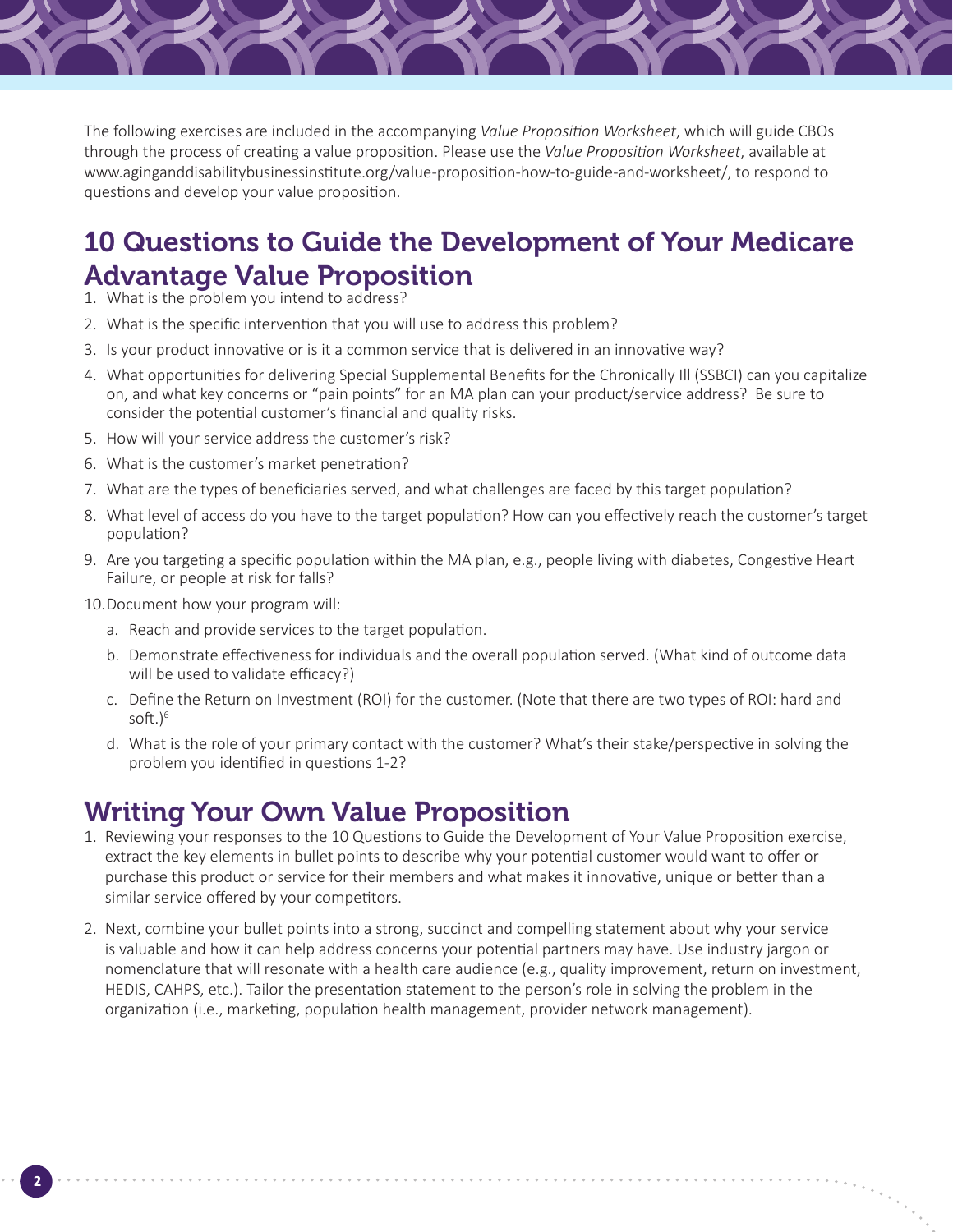The following exercises are included in the accompanying *Value Proposition Worksheet*, which will guide CBOs through the process of creating a value proposition. Please use the *Value Proposition Worksheet*, available at www.aginganddisabilitybusinessinstitute.org/value-proposition-how-to-guide-and-worksheet/, to respond to questions and develop your value proposition.

## 10 Questions to Guide the Development of Your Medicare Advantage Value Proposition

1. What is the problem you intend to address?
2. What is the specific intervention that you will use to address this problem?
3. Is your product innovative or is it a common service that is delivered in an innovative way?
4. What opportunities for delivering Special Supplemental Benefits for the Chronically Ill (SSBCI) can you capitalize on, and what key concerns or "pain points" for an MA plan can your product/service address? Be sure to consider the potential customer's financial and quality risks.
5. How will your service address the customer's risk?
6. What is the customer's market penetration?
7. What are the types of beneficiaries served, and what challenges are faced by this target population?
8. What level of access do you have to the target population? How can you effectively reach the customer's target population?
9. Are you targeting a specific population within the MA plan, e.g., people living with diabetes, Congestive Heart Failure, or people at risk for falls?
10. Document how your program will:
    a. Reach and provide services to the target population.
    b. Demonstrate effectiveness for individuals and the overall population served. (What kind of outcome data will be used to validate efficacy?)
    c. Define the Return on Investment (ROI) for the customer. (Note that there are two types of ROI: hard and soft.)[6]
    d. What is the role of your primary contact with the customer? What's their stake/perspective in solving the problem you identified in questions 1-2?

## Writing Your Own Value Proposition

1. Reviewing your responses to the 10 Questions to Guide the Development of Your Value Proposition exercise, extract the key elements in bullet points to describe why your potential customer would want to offer or purchase this product or service for their members and what makes it innovative, unique or better than a similar service offered by your competitors.
2. Next, combine your bullet points into a strong, succinct and compelling statement about why your service is valuable and how it can help address concerns your potential partners may have. Use industry jargon or nomenclature that will resonate with a health care audience (e.g., quality improvement, return on investment, HEDIS, CAHPS, etc.). Tailor the presentation statement to the person's role in solving the problem in the organization (i.e., marketing, population health management, provider network management).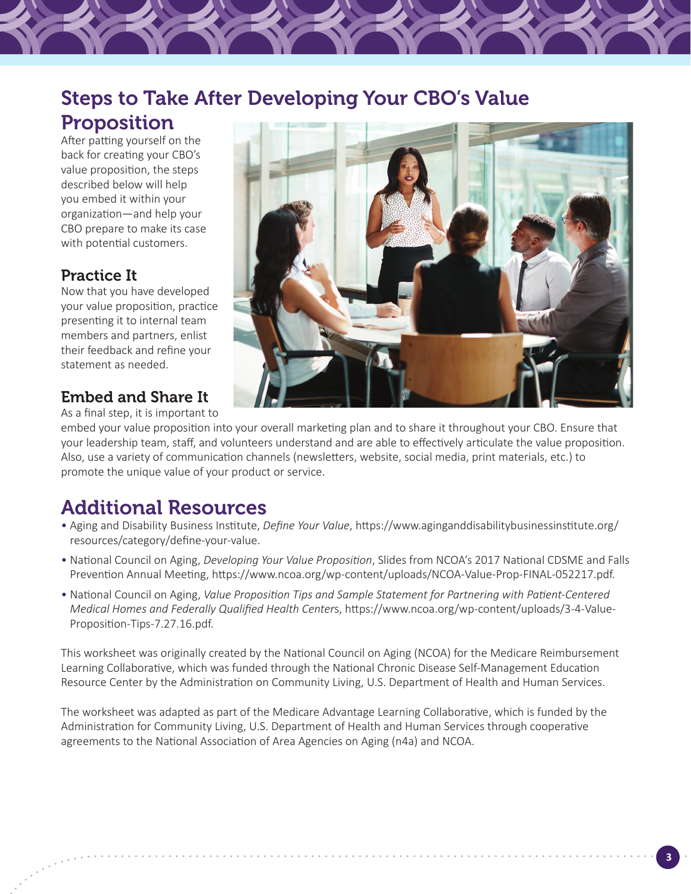## Steps to Take After Developing Your CBO's Value Proposition

After patting yourself on the back for creating your CBO's value proposition, the steps described below will help you embed it within your organization—and help your CBO prepare to make its case with potential customers.

### Practice It

Now that you have developed your value proposition, practice presenting it to internal team members and partners, enlist their feedback and refine your statement as needed.

### Embed and Share It

As a final step, it is important to embed your value proposition into your overall marketing plan and to share it throughout your CBO. Ensure that your leadership team, staff, and volunteers understand and are able to effectively articulate the value proposition. Also, use a variety of communication channels (newsletters, website, social media, print materials, etc.) to promote the unique value of your product or service.

## Additional Resources

- Aging and Disability Business Institute, *Define Your Value*, https://www.aginganddisabilitybusinessinstitute.org/resources/category/define-your-value.
- National Council on Aging, *Developing Your Value Proposition*, Slides from NCOA's 2017 National CDSME and Falls Prevention Annual Meeting, https://www.ncoa.org/wp-content/uploads/NCOA-Value-Prop-FINAL-052217.pdf.
- National Council on Aging, *Value Proposition Tips and Sample Statement for Partnering with Patient-Centered Medical Homes and Federally Qualified Health Center*s, https://www.ncoa.org/wp-content/uploads/3-4-Value-Proposition-Tips-7.27.16.pdf.

This worksheet was originally created by the National Council on Aging (NCOA) for the Medicare Reimbursement Learning Collaborative, which was funded through the National Chronic Disease Self-Management Education Resource Center by the Administration on Community Living, U.S. Department of Health and Human Services.

The worksheet was adapted as part of the Medicare Advantage Learning Collaborative, which is funded by the Administration for Community Living, U.S. Department of Health and Human Services through cooperative agreements to the National Association of Area Agencies on Aging (n4a) and NCOA.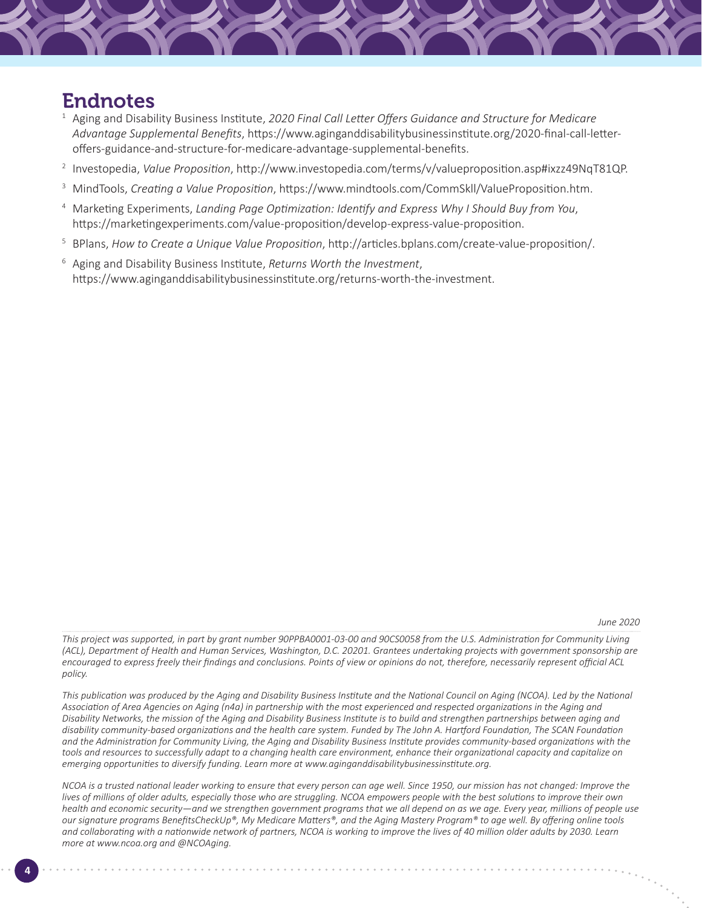# Endnotes

1. Aging and Disability Business Institute, *2020 Final Call Letter Offers Guidance and Structure for Medicare Advantage Supplemental Benefits*, https://www.aginganddisabilitybusinessinstitute.org/2020-final-call-letter-offers-guidance-and-structure-for-medicare-advantage-supplemental-benefits.
2. Investopedia, *Value Proposition*, http://www.investopedia.com/terms/v/valueproposition.asp#ixzz49NqT81QP.
3. MindTools, *Creating a Value Proposition*, https://www.mindtools.com/CommSkll/ValueProposition.htm.
4. Marketing Experiments, *Landing Page Optimization: Identify and Express Why I Should Buy from You*, https://marketingexperiments.com/value-proposition/develop-express-value-proposition.
5. BPlans, *How to Create a Unique Value Proposition*, http://articles.bplans.com/create-value-proposition/.
6. Aging and Disability Business Institute, *Returns Worth the Investment*, https://www.aginganddisabilitybusinessinstitute.org/returns-worth-the-investment.

*June 2020*

*This project was supported, in part by grant number 90PPBA0001-03-00 and 90CS0058 from the U.S. Administration for Community Living (ACL), Department of Health and Human Services, Washington, D.C. 20201. Grantees undertaking projects with government sponsorship are encouraged to express freely their findings and conclusions. Points of view or opinions do not, therefore, necessarily represent official ACL policy.*

*This publication was produced by the Aging and Disability Business Institute and the National Council on Aging (NCOA). Led by the National Association of Area Agencies on Aging (n4a) in partnership with the most experienced and respected organizations in the Aging and Disability Networks, the mission of the Aging and Disability Business Institute is to build and strengthen partnerships between aging and disability community-based organizations and the health care system. Funded by The John A. Hartford Foundation, The SCAN Foundation and the Administration for Community Living, the Aging and Disability Business Institute provides community-based organizations with the tools and resources to successfully adapt to a changing health care environment, enhance their organizational capacity and capitalize on emerging opportunities to diversify funding. Learn more at www.aginganddisabilitybusinessinstitute.org.*

*NCOA is a trusted national leader working to ensure that every person can age well. Since 1950, our mission has not changed: Improve the lives of millions of older adults, especially those who are struggling. NCOA empowers people with the best solutions to improve their own health and economic security—and we strengthen government programs that we all depend on as we age. Every year, millions of people use our signature programs BenefitsCheckUp®, My Medicare Matters®, and the Aging Mastery Program® to age well. By offering online tools and collaborating with a nationwide network of partners, NCOA is working to improve the lives of 40 million older adults by 2030. Learn more at www.ncoa.org and @NCOAging.*